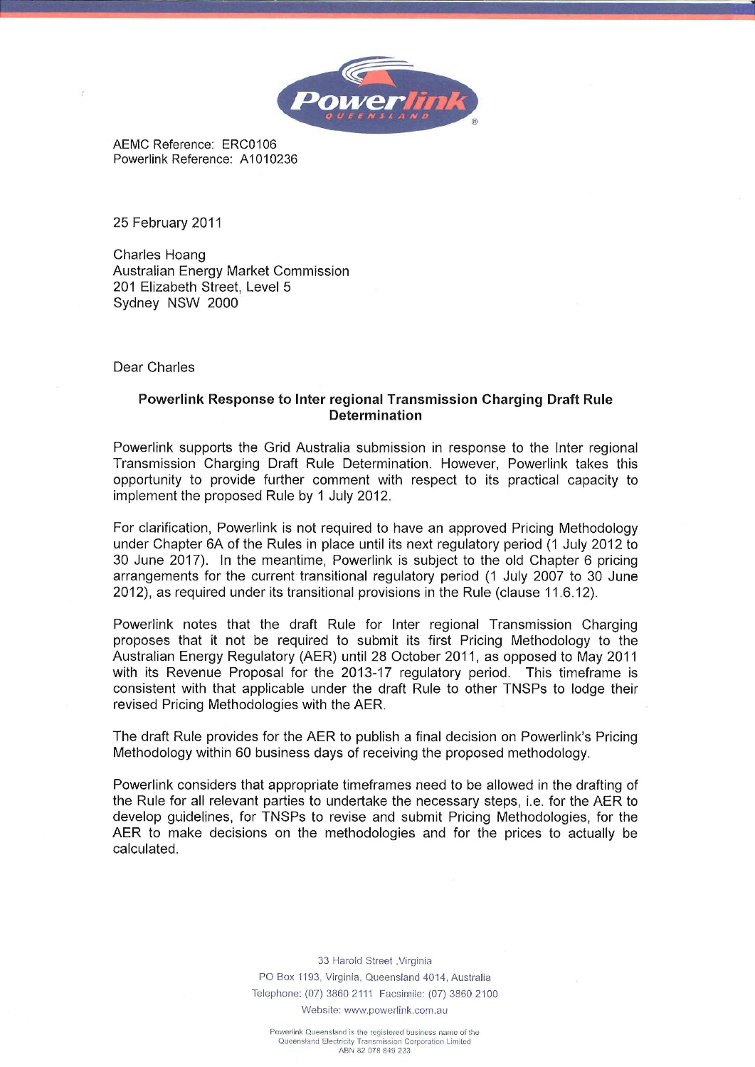AEMC Reference: ERC0106
Powerlink Reference: A1010236

25 February 2011

Charles Hoang
Australian Energy Market Commission
201 Elizabeth Street, Level 5
Sydney NSW 2000

Dear Charles

**Powerlink Response to Inter regional Transmission Charging Draft Rule Determination**

Powerlink supports the Grid Australia submission in response to the Inter regional Transmission Charging Draft Rule Determination. However, Powerlink takes this opportunity to provide further comment with respect to its practical capacity to implement the proposed Rule by 1 July 2012.

For clarification, Powerlink is not required to have an approved Pricing Methodology under Chapter 6A of the Rules in place until its next regulatory period (1 July 2012 to 30 June 2017). In the meantime, Powerlink is subject to the old Chapter 6 pricing arrangements for the current transitional regulatory period (1 July 2007 to 30 June 2012), as required under its transitional provisions in the Rule (clause 11.6.12).

Powerlink notes that the draft Rule for Inter regional Transmission Charging proposes that it not be required to submit its first Pricing Methodology to the Australian Energy Regulatory (AER) until 28 October 2011, as opposed to May 2011 with its Revenue Proposal for the 2013-17 regulatory period. This timeframe is consistent with that applicable under the draft Rule to other TNSPs to lodge their revised Pricing Methodologies with the AER.

The draft Rule provides for the AER to publish a final decision on Powerlink's Pricing Methodology within 60 business days of receiving the proposed methodology.

Powerlink considers that appropriate timeframes need to be allowed in the drafting of the Rule for all relevant parties to undertake the necessary steps, i.e. for the AER to develop guidelines, for TNSPs to revise and submit Pricing Methodologies, for the AER to make decisions on the methodologies and for the prices to actually be calculated.

33 Harold Street ,Virginia
PO Box 1193, Virginia, Queensland 4014, Australia
Telephone: (07) 3860 2111 Facsimile: (07) 3860 2100
Website: www.powerlink.com.au

Powerlink Queensland is the registered business name of the Queensland Electricity Transmission Corporation Limited
ABN 82 078 849 233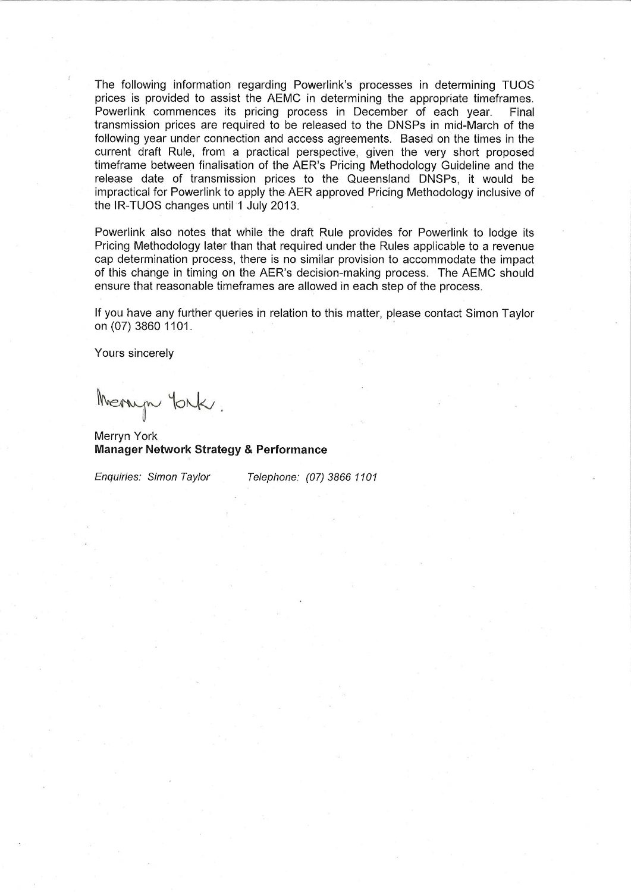The following information regarding Powerlink's processes in determining TUOS prices is provided to assist the AEMC in determining the appropriate timeframes. Powerlink commences its pricing process in December of each year. Final transmission prices are required to be released to the DNSPs in mid-March of the following year under connection and access agreements. Based on the times in the current draft Rule, from a practical perspective, given the very short proposed timeframe between finalisation of the AER's Pricing Methodology Guideline and the release date of transmission prices to the Queensland DNSPs, it would be impractical for Powerlink to apply the AER approved Pricing Methodology inclusive of the IR-TUOS changes until 1 July 2013.

Powerlink also notes that while the draft Rule provides for Powerlink to lodge its Pricing Methodology later than that required under the Rules applicable to a revenue cap determination process, there is no similar provision to accommodate the impact of this change in timing on the AER's decision-making process. The AEMC should ensure that reasonable timeframes are allowed in each step of the process.

If you have any further queries in relation to this matter, please contact Simon Taylor on (07) 3860 1101.

Yours sincerely

Merryn York.

Merryn York
**Manager Network Strategy & Performance**

*Enquiries: Simon Taylor* *Telephone: (07) 3866 1101*